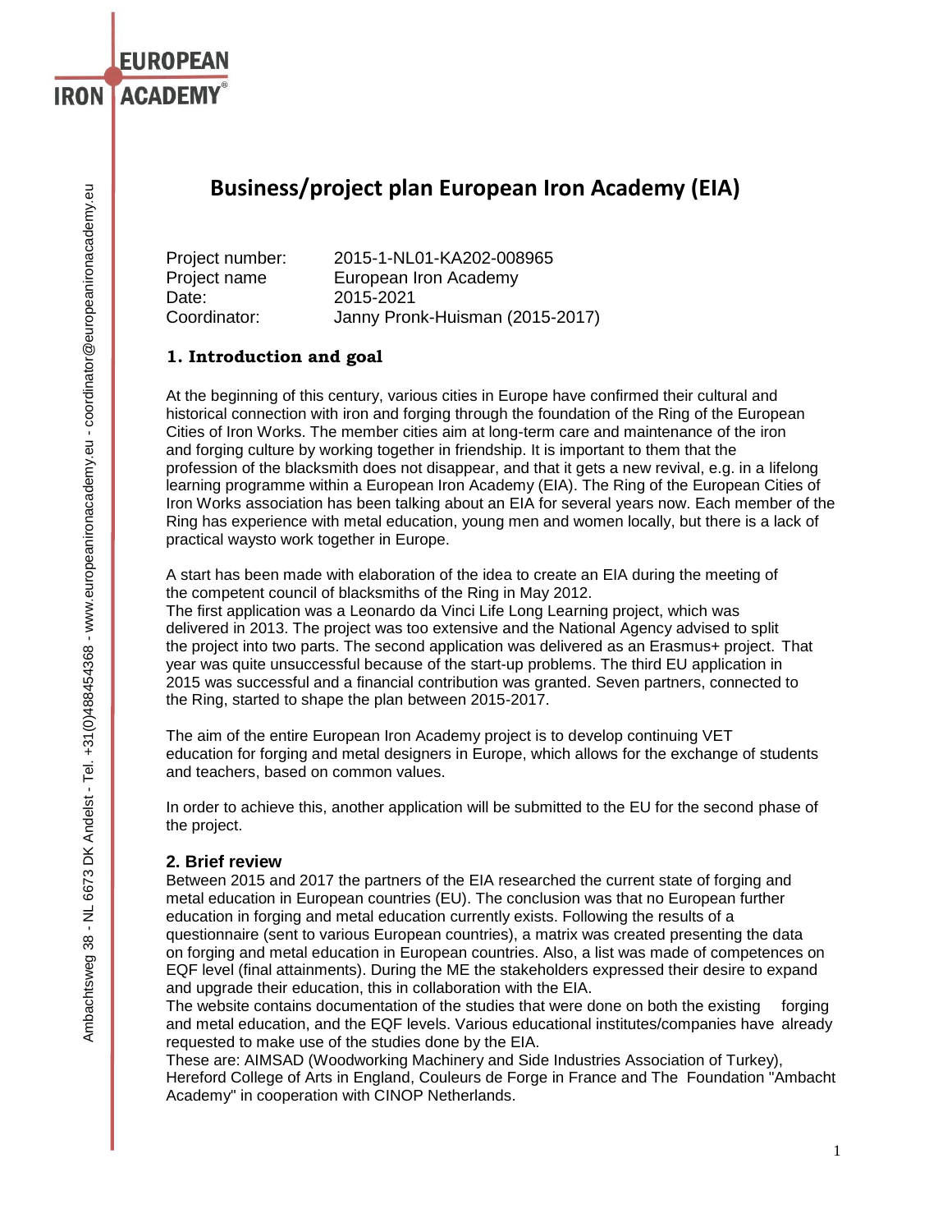# Business/project plan European Iron Academy (EIA)

Project number: 2015-1-NL01-KA202-008965
Project name European Iron Academy
Date: 2015-2021
Coordinator: Janny Pronk-Huisman (2015-2017)

## 1. Introduction and goal

At the beginning of this century, various cities in Europe have confirmed their cultural and historical connection with iron and forging through the foundation of the Ring of the European Cities of Iron Works. The member cities aim at long-term care and maintenance of the iron and forging culture by working together in friendship. It is important to them that the profession of the blacksmith does not disappear, and that it gets a new revival, e.g. in a lifelong learning programme within a European Iron Academy (EIA). The Ring of the European Cities of Iron Works association has been talking about an EIA for several years now. Each member of the Ring has experience with metal education, young men and women locally, but there is a lack of practical waysto work together in Europe.

A start has been made with elaboration of the idea to create an EIA during the meeting of the competent council of blacksmiths of the Ring in May 2012.
The first application was a Leonardo da Vinci Life Long Learning project, which was delivered in 2013. The project was too extensive and the National Agency advised to split the project into two parts. The second application was delivered as an Erasmus+ project. That year was quite unsuccessful because of the start-up problems. The third EU application in 2015 was successful and a financial contribution was granted. Seven partners, connected to the Ring, started to shape the plan between 2015-2017.

The aim of the entire European Iron Academy project is to develop continuing VET education for forging and metal designers in Europe, which allows for the exchange of students and teachers, based on common values.

In order to achieve this, another application will be submitted to the EU for the second phase of the project.

## 2. Brief review

Between 2015 and 2017 the partners of the EIA researched the current state of forging and metal education in European countries (EU). The conclusion was that no European further education in forging and metal education currently exists. Following the results of a questionnaire (sent to various European countries), a matrix was created presenting the data on forging and metal education in European countries. Also, a list was made of competences on EQF level (final attainments). During the ME the stakeholders expressed their desire to expand and upgrade their education, this in collaboration with the EIA.
The website contains documentation of the studies that were done on both the existing forging and metal education, and the EQF levels. Various educational institutes/companies have already requested to make use of the studies done by the EIA.
These are: AIMSAD (Woodworking Machinery and Side Industries Association of Turkey), Hereford College of Arts in England, Couleurs de Forge in France and The Foundation "Ambacht Academy" in cooperation with CINOP Netherlands.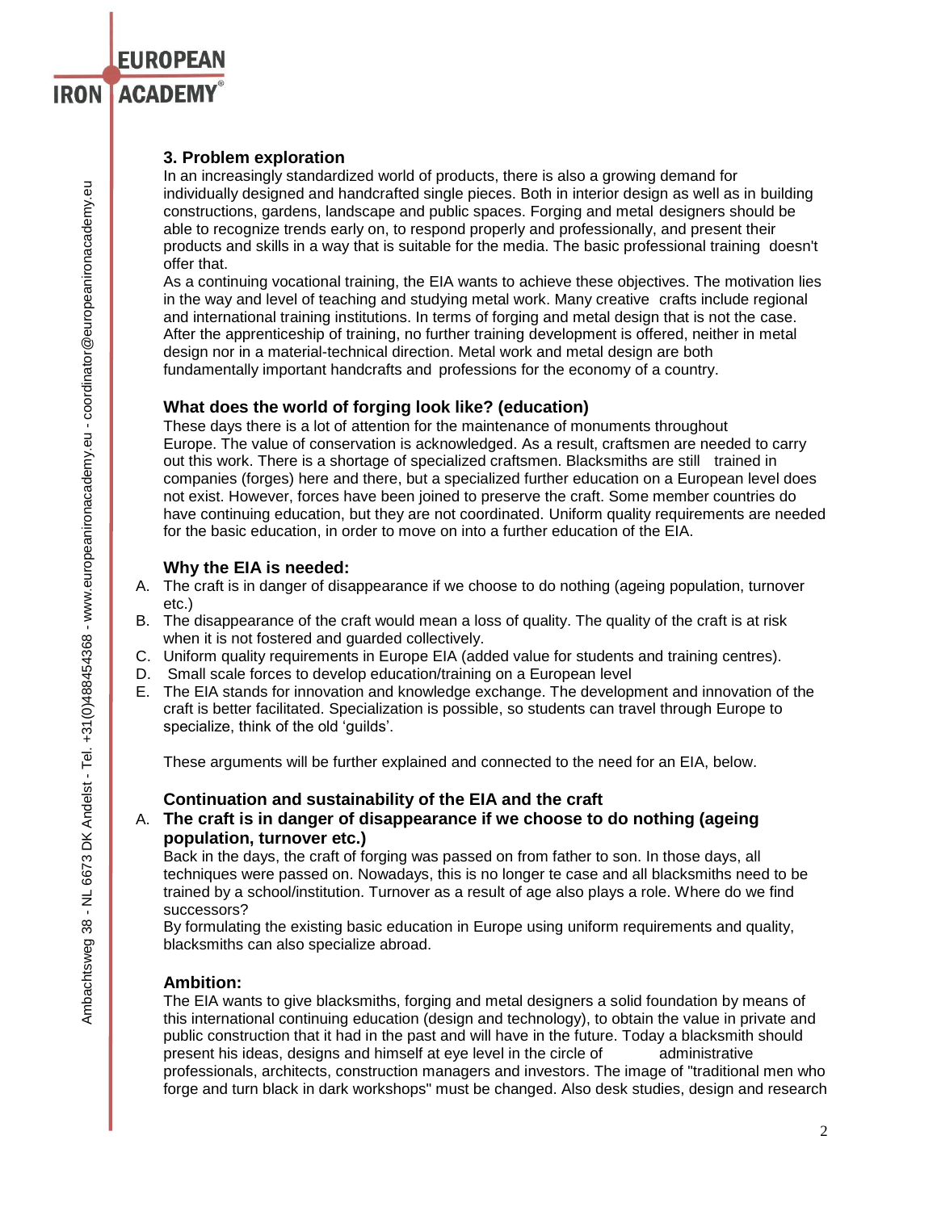## 3. Problem exploration

In an increasingly standardized world of products, there is also a growing demand for individually designed and handcrafted single pieces. Both in interior design as well as in building constructions, gardens, landscape and public spaces. Forging and metal designers should be able to recognize trends early on, to respond properly and professionally, and present their products and skills in a way that is suitable for the media. The basic professional training doesn't offer that.

As a continuing vocational training, the EIA wants to achieve these objectives. The motivation lies in the way and level of teaching and studying metal work. Many creative crafts include regional and international training institutions. In terms of forging and metal design that is not the case. After the apprenticeship of training, no further training development is offered, neither in metal design nor in a material-technical direction. Metal work and metal design are both fundamentally important handcrafts and professions for the economy of a country.

### What does the world of forging look like? (education)

These days there is a lot of attention for the maintenance of monuments throughout Europe. The value of conservation is acknowledged. As a result, craftsmen are needed to carry out this work. There is a shortage of specialized craftsmen. Blacksmiths are still trained in companies (forges) here and there, but a specialized further education on a European level does not exist. However, forces have been joined to preserve the craft. Some member countries do have continuing education, but they are not coordinated. Uniform quality requirements are needed for the basic education, in order to move on into a further education of the EIA.

### Why the EIA is needed:

A. The craft is in danger of disappearance if we choose to do nothing (ageing population, turnover etc.)
B. The disappearance of the craft would mean a loss of quality. The quality of the craft is at risk when it is not fostered and guarded collectively.
C. Uniform quality requirements in Europe EIA (added value for students and training centres).
D. Small scale forces to develop education/training on a European level
E. The EIA stands for innovation and knowledge exchange. The development and innovation of the craft is better facilitated. Specialization is possible, so students can travel through Europe to specialize, think of the old 'guilds'.

These arguments will be further explained and connected to the need for an EIA, below.

### Continuation and sustainability of the EIA and the craft

A. **The craft is in danger of disappearance if we choose to do nothing (ageing population, turnover etc.)**

Back in the days, the craft of forging was passed on from father to son. In those days, all techniques were passed on. Nowadays, this is no longer te case and all blacksmiths need to be trained by a school/institution. Turnover as a result of age also plays a role. Where do we find successors?

By formulating the existing basic education in Europe using uniform requirements and quality, blacksmiths can also specialize abroad.

### Ambition:

The EIA wants to give blacksmiths, forging and metal designers a solid foundation by means of this international continuing education (design and technology), to obtain the value in private and public construction that it had in the past and will have in the future. Today a blacksmith should present his ideas, designs and himself at eye level in the circle of administrative professionals, architects, construction managers and investors. The image of "traditional men who forge and turn black in dark workshops" must be changed. Also desk studies, design and research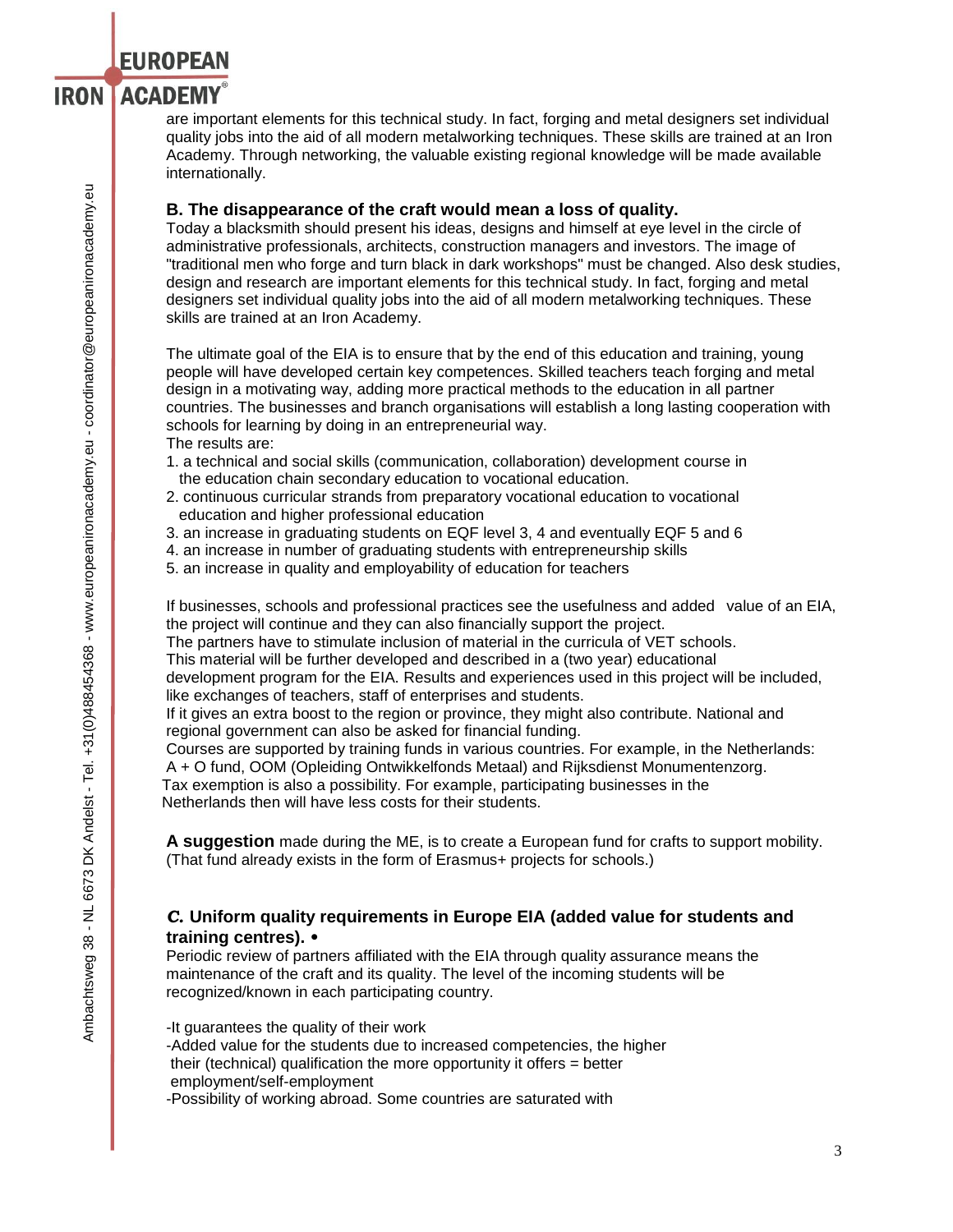are important elements for this technical study. In fact, forging and metal designers set individual quality jobs into the aid of all modern metalworking techniques. These skills are trained at an Iron Academy. Through networking, the valuable existing regional knowledge will be made available internationally.

### B. The disappearance of the craft would mean a loss of quality.

Today a blacksmith should present his ideas, designs and himself at eye level in the circle of administrative professionals, architects, construction managers and investors. The image of "traditional men who forge and turn black in dark workshops" must be changed. Also desk studies, design and research are important elements for this technical study. In fact, forging and metal designers set individual quality jobs into the aid of all modern metalworking techniques. These skills are trained at an Iron Academy.

The ultimate goal of the EIA is to ensure that by the end of this education and training, young people will have developed certain key competences. Skilled teachers teach forging and metal design in a motivating way, adding more practical methods to the education in all partner countries. The businesses and branch organisations will establish a long lasting cooperation with schools for learning by doing in an entrepreneurial way.
The results are:

1. a technical and social skills (communication, collaboration) development course in the education chain secondary education to vocational education.
2. continuous curricular strands from preparatory vocational education to vocational education and higher professional education
3. an increase in graduating students on EQF level 3, 4 and eventually EQF 5 and 6
4. an increase in number of graduating students with entrepreneurship skills
5. an increase in quality and employability of education for teachers

If businesses, schools and professional practices see the usefulness and added value of an EIA, the project will continue and they can also financially support the project.
The partners have to stimulate inclusion of material in the curricula of VET schools.
This material will be further developed and described in a (two year) educational development program for the EIA. Results and experiences used in this project will be included, like exchanges of teachers, staff of enterprises and students.
If it gives an extra boost to the region or province, they might also contribute. National and regional government can also be asked for financial funding.
Courses are supported by training funds in various countries. For example, in the Netherlands: A + O fund, OOM (Opleiding Ontwikkelfonds Metaal) and Rijksdienst Monumentenzorg.
Tax exemption is also a possibility. For example, participating businesses in the Netherlands then will have less costs for their students.

**A suggestion** made during the ME, is to create a European fund for crafts to support mobility. (That fund already exists in the form of Erasmus+ projects for schools.)

### *C.* Uniform quality requirements in Europe EIA (added value for students and training centres). •

Periodic review of partners affiliated with the EIA through quality assurance means the maintenance of the craft and its quality. The level of the incoming students will be recognized/known in each participating country.

-It guarantees the quality of their work
-Added value for the students due to increased competencies, the higher their (technical) qualification the more opportunity it offers = better employment/self-employment
-Possibility of working abroad. Some countries are saturated with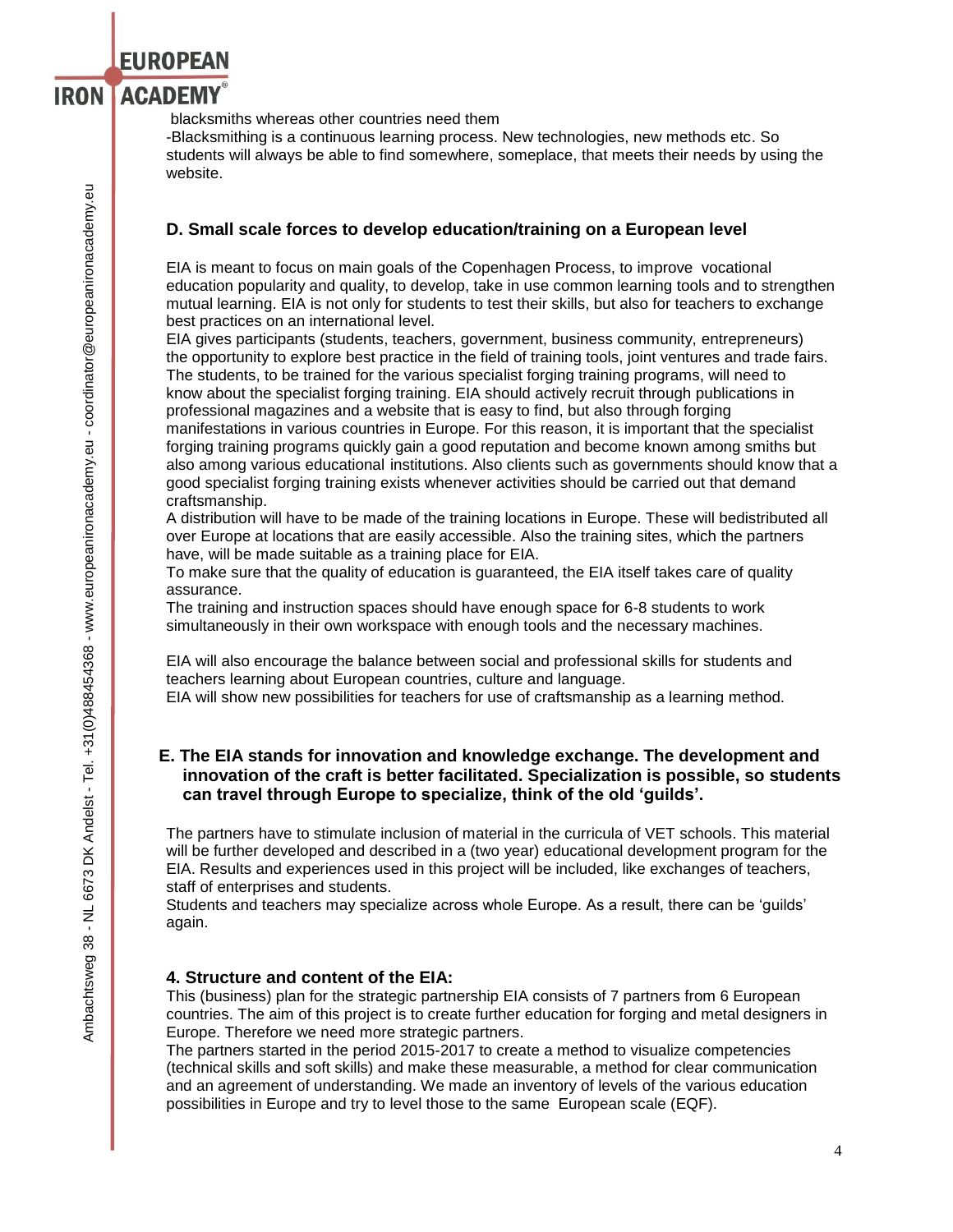blacksmiths whereas other countries need them

-Blacksmithing is a continuous learning process. New technologies, new methods etc. So students will always be able to find somewhere, someplace, that meets their needs by using the website.

### D. Small scale forces to develop education/training on a European level

EIA is meant to focus on main goals of the Copenhagen Process, to improve vocational education popularity and quality, to develop, take in use common learning tools and to strengthen mutual learning. EIA is not only for students to test their skills, but also for teachers to exchange best practices on an international level.

EIA gives participants (students, teachers, government, business community, entrepreneurs) the opportunity to explore best practice in the field of training tools, joint ventures and trade fairs. The students, to be trained for the various specialist forging training programs, will need to know about the specialist forging training. EIA should actively recruit through publications in professional magazines and a website that is easy to find, but also through forging manifestations in various countries in Europe. For this reason, it is important that the specialist forging training programs quickly gain a good reputation and become known among smiths but also among various educational institutions. Also clients such as governments should know that a good specialist forging training exists whenever activities should be carried out that demand craftsmanship.

A distribution will have to be made of the training locations in Europe. These will bedistributed all over Europe at locations that are easily accessible. Also the training sites, which the partners have, will be made suitable as a training place for EIA.

To make sure that the quality of education is guaranteed, the EIA itself takes care of quality assurance.

The training and instruction spaces should have enough space for 6-8 students to work simultaneously in their own workspace with enough tools and the necessary machines.

EIA will also encourage the balance between social and professional skills for students and teachers learning about European countries, culture and language.

EIA will show new possibilities for teachers for use of craftsmanship as a learning method.

### E. The EIA stands for innovation and knowledge exchange. The development and innovation of the craft is better facilitated. Specialization is possible, so students can travel through Europe to specialize, think of the old 'guilds'.

The partners have to stimulate inclusion of material in the curricula of VET schools. This material will be further developed and described in a (two year) educational development program for the EIA. Results and experiences used in this project will be included, like exchanges of teachers, staff of enterprises and students.

Students and teachers may specialize across whole Europe. As a result, there can be 'guilds' again.

## 4. Structure and content of the EIA:

This (business) plan for the strategic partnership EIA consists of 7 partners from 6 European countries. The aim of this project is to create further education for forging and metal designers in Europe. Therefore we need more strategic partners.

The partners started in the period 2015-2017 to create a method to visualize competencies (technical skills and soft skills) and make these measurable, a method for clear communication and an agreement of understanding. We made an inventory of levels of the various education possibilities in Europe and try to level those to the same European scale (EQF).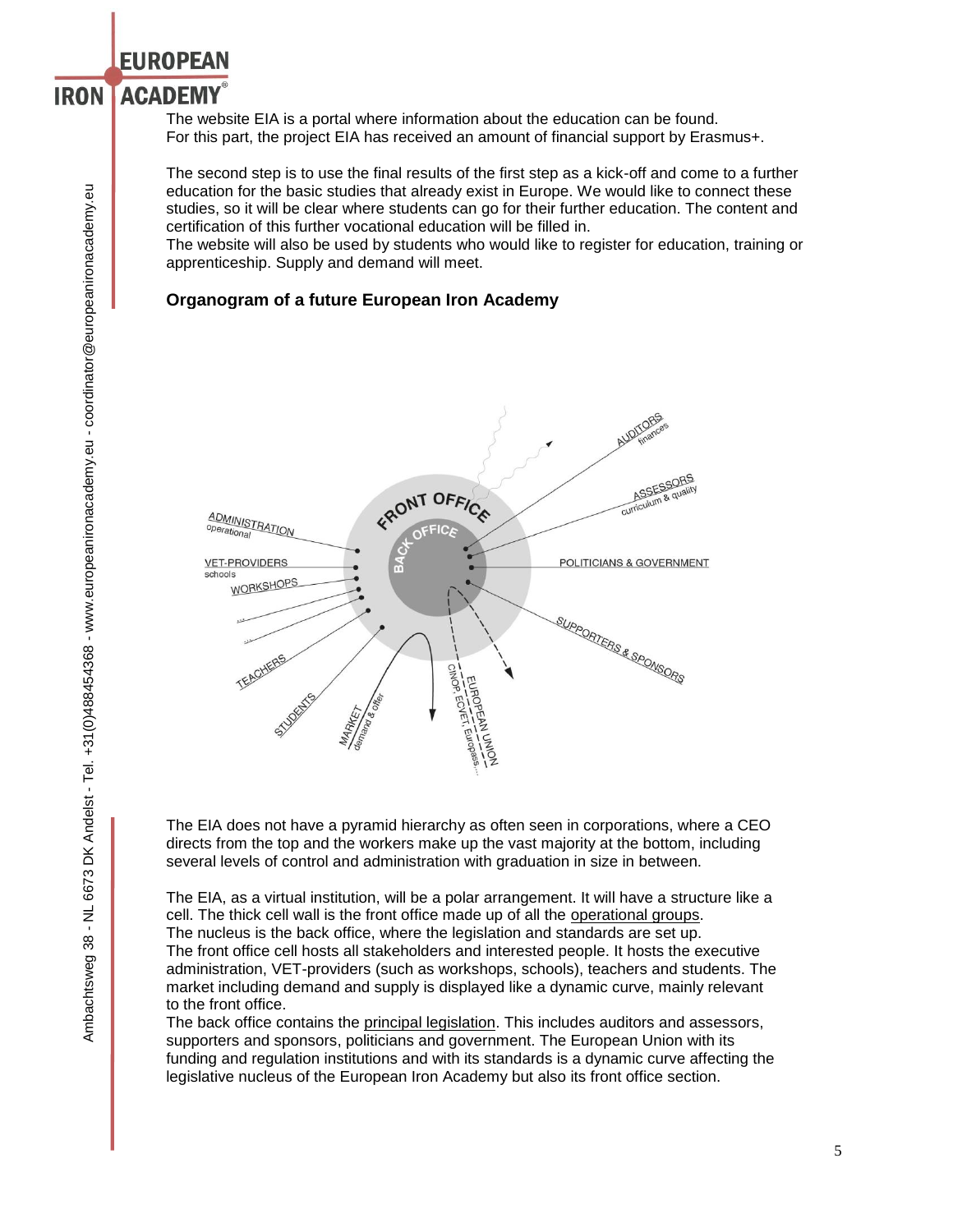The website EIA is a portal where information about the education can be found.
For this part, the project EIA has received an amount of financial support by Erasmus+.

The second step is to use the final results of the first step as a kick-off and come to a further education for the basic studies that already exist in Europe. We would like to connect these studies, so it will be clear where students can go for their further education. The content and certification of this further vocational education will be filled in.
The website will also be used by students who would like to register for education, training or apprenticeship. Supply and demand will meet.

**Organogram of a future European Iron Academy**

FRONT OFFICE
BACK OFFICE
ADMINISTRATION operational
VET-PROVIDERS schools
WORKSHOPS
...
...
TEACHERS
STUDENTS
MARKET demand & offer
EUROPEAN UNION CINOP, ECVET, Europass...
SUPPORTERS & SPONSORS
POLITICIANS & GOVERNMENT
ASSESSORS curriculum & quality
AUDITORS finances

The EIA does not have a pyramid hierarchy as often seen in corporations, where a CEO directs from the top and the workers make up the vast majority at the bottom, including several levels of control and administration with graduation in size in between.

The EIA, as a virtual institution, will be a polar arrangement. It will have a structure like a cell. The thick cell wall is the front office made up of all the operational groups.
The nucleus is the back office, where the legislation and standards are set up.
The front office cell hosts all stakeholders and interested people. It hosts the executive administration, VET-providers (such as workshops, schools), teachers and students. The market including demand and supply is displayed like a dynamic curve, mainly relevant to the front office.
The back office contains the principal legislation. This includes auditors and assessors, supporters and sponsors, politicians and government. The European Union with its funding and regulation institutions and with its standards is a dynamic curve affecting the legislative nucleus of the European Iron Academy but also its front office section.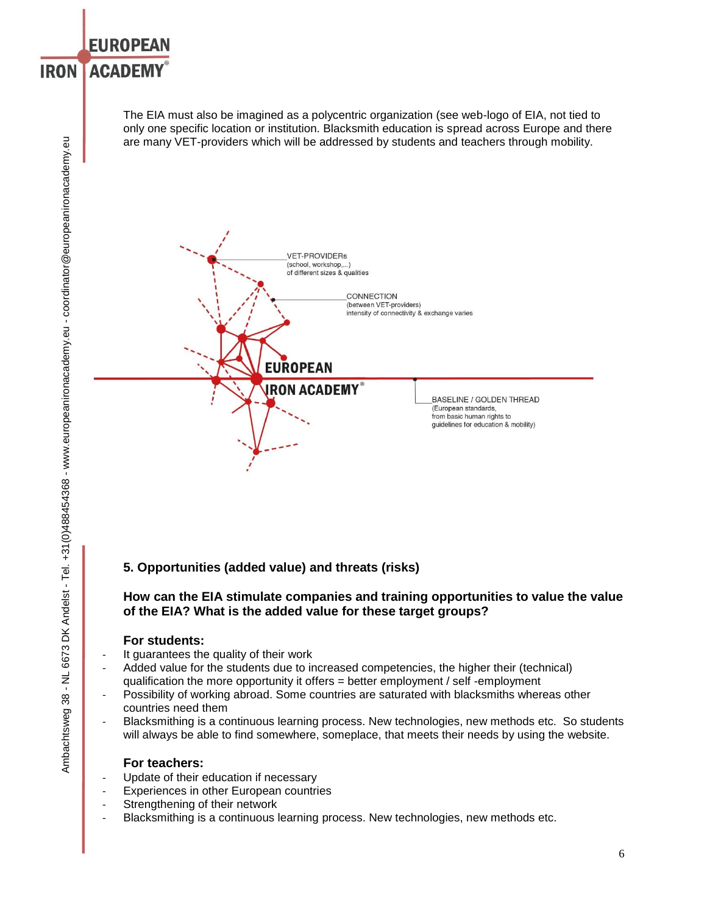The EIA must also be imagined as a polycentric organization (see web-logo of EIA, not tied to only one specific location or institution. Blacksmith education is spread across Europe and there are many VET-providers which will be addressed by students and teachers through mobility.

VET-PROVIDERs
(school, workshop,...)
of different sizes & qualities

CONNECTION
(between VET-providers)
intensity of connectivity & exchange varies

EUROPEAN IRON ACADEMY®

BASELINE / GOLDEN THREAD
(European standards,
from basic human rights to
guidelines for education & mobility)

## 5. Opportunities (added value) and threats (risks)

### How can the EIA stimulate companies and training opportunities to value the value of the EIA? What is the added value for these target groups?

**For students:**

- It guarantees the quality of their work
- Added value for the students due to increased competencies, the higher their (technical) qualification the more opportunity it offers = better employment / self -employment
- Possibility of working abroad. Some countries are saturated with blacksmiths whereas other countries need them
- Blacksmithing is a continuous learning process. New technologies, new methods etc. So students will always be able to find somewhere, someplace, that meets their needs by using the website.

**For teachers:**

- Update of their education if necessary
- Experiences in other European countries
- Strengthening of their network
- Blacksmithing is a continuous learning process. New technologies, new methods etc.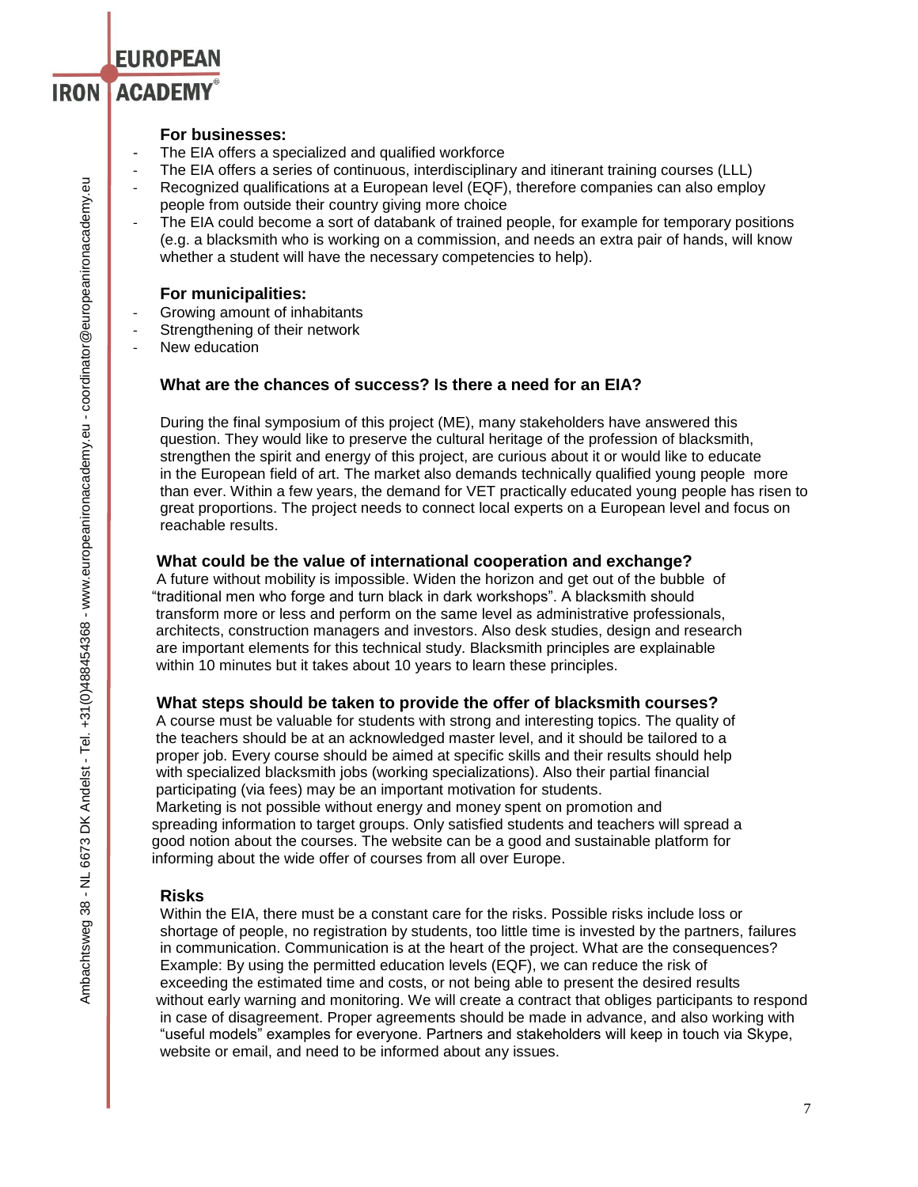### For businesses:

- The EIA offers a specialized and qualified workforce
- The EIA offers a series of continuous, interdisciplinary and itinerant training courses (LLL)
- Recognized qualifications at a European level (EQF), therefore companies can also employ people from outside their country giving more choice
- The EIA could become a sort of databank of trained people, for example for temporary positions (e.g. a blacksmith who is working on a commission, and needs an extra pair of hands, will know whether a student will have the necessary competencies to help).

### For municipalities:

- Growing amount of inhabitants
- Strengthening of their network
- New education

### What are the chances of success? Is there a need for an EIA?

During the final symposium of this project (ME), many stakeholders have answered this question. They would like to preserve the cultural heritage of the profession of blacksmith, strengthen the spirit and energy of this project, are curious about it or would like to educate in the European field of art. The market also demands technically qualified young people more than ever. Within a few years, the demand for VET practically educated young people has risen to great proportions. The project needs to connect local experts on a European level and focus on reachable results.

### What could be the value of international cooperation and exchange?

A future without mobility is impossible. Widen the horizon and get out of the bubble of "traditional men who forge and turn black in dark workshops". A blacksmith should transform more or less and perform on the same level as administrative professionals, architects, construction managers and investors. Also desk studies, design and research are important elements for this technical study. Blacksmith principles are explainable within 10 minutes but it takes about 10 years to learn these principles.

### What steps should be taken to provide the offer of blacksmith courses?

A course must be valuable for students with strong and interesting topics. The quality of the teachers should be at an acknowledged master level, and it should be tailored to a proper job. Every course should be aimed at specific skills and their results should help with specialized blacksmith jobs (working specializations). Also their partial financial participating (via fees) may be an important motivation for students.
Marketing is not possible without energy and money spent on promotion and spreading information to target groups. Only satisfied students and teachers will spread a good notion about the courses. The website can be a good and sustainable platform for informing about the wide offer of courses from all over Europe.

### Risks

Within the EIA, there must be a constant care for the risks. Possible risks include loss or shortage of people, no registration by students, too little time is invested by the partners, failures in communication. Communication is at the heart of the project. What are the consequences? Example: By using the permitted education levels (EQF), we can reduce the risk of exceeding the estimated time and costs, or not being able to present the desired results without early warning and monitoring. We will create a contract that obliges participants to respond in case of disagreement. Proper agreements should be made in advance, and also working with "useful models" examples for everyone. Partners and stakeholders will keep in touch via Skype, website or email, and need to be informed about any issues.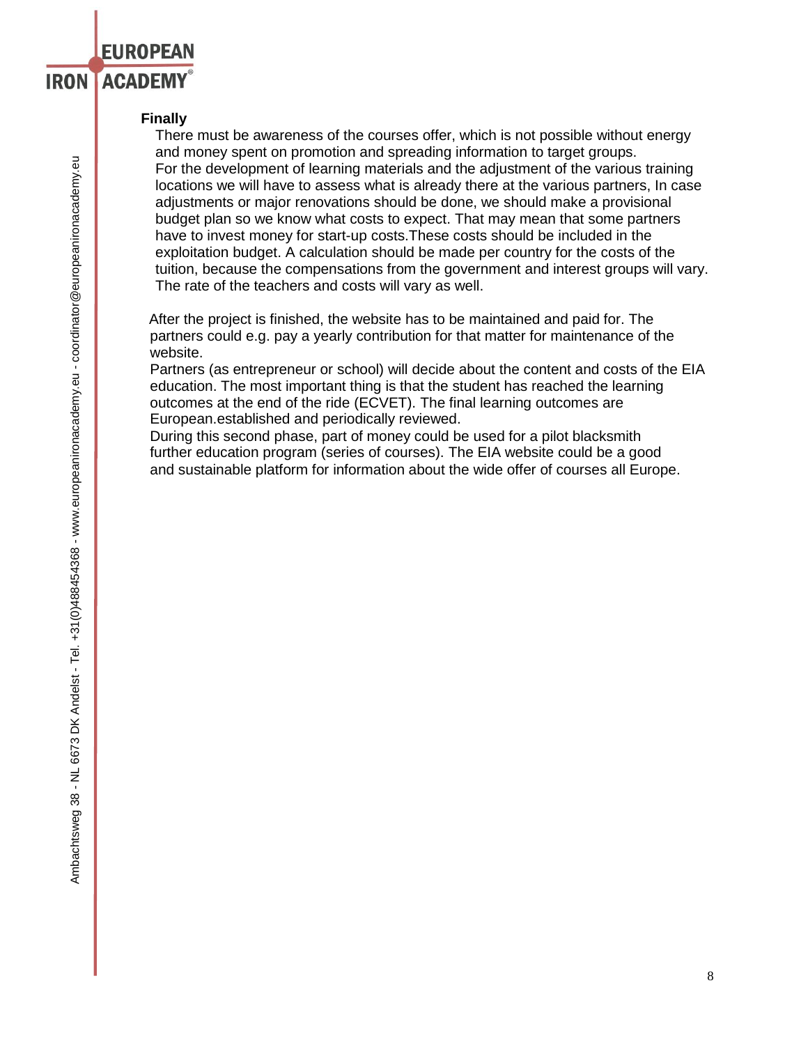**Finally**

There must be awareness of the courses offer, which is not possible without energy and money spent on promotion and spreading information to target groups.
For the development of learning materials and the adjustment of the various training locations we will have to assess what is already there at the various partners, In case adjustments or major renovations should be done, we should make a provisional budget plan so we know what costs to expect. That may mean that some partners have to invest money for start-up costs.These costs should be included in the exploitation budget. A calculation should be made per country for the costs of the tuition, because the compensations from the government and interest groups will vary. The rate of the teachers and costs will vary as well.

After the project is finished, the website has to be maintained and paid for. The partners could e.g. pay a yearly contribution for that matter for maintenance of the website.
Partners (as entrepreneur or school) will decide about the content and costs of the EIA education. The most important thing is that the student has reached the learning outcomes at the end of the ride (ECVET). The final learning outcomes are European.established and periodically reviewed.
During this second phase, part of money could be used for a pilot blacksmith further education program (series of courses). The EIA website could be a good and sustainable platform for information about the wide offer of courses all Europe.